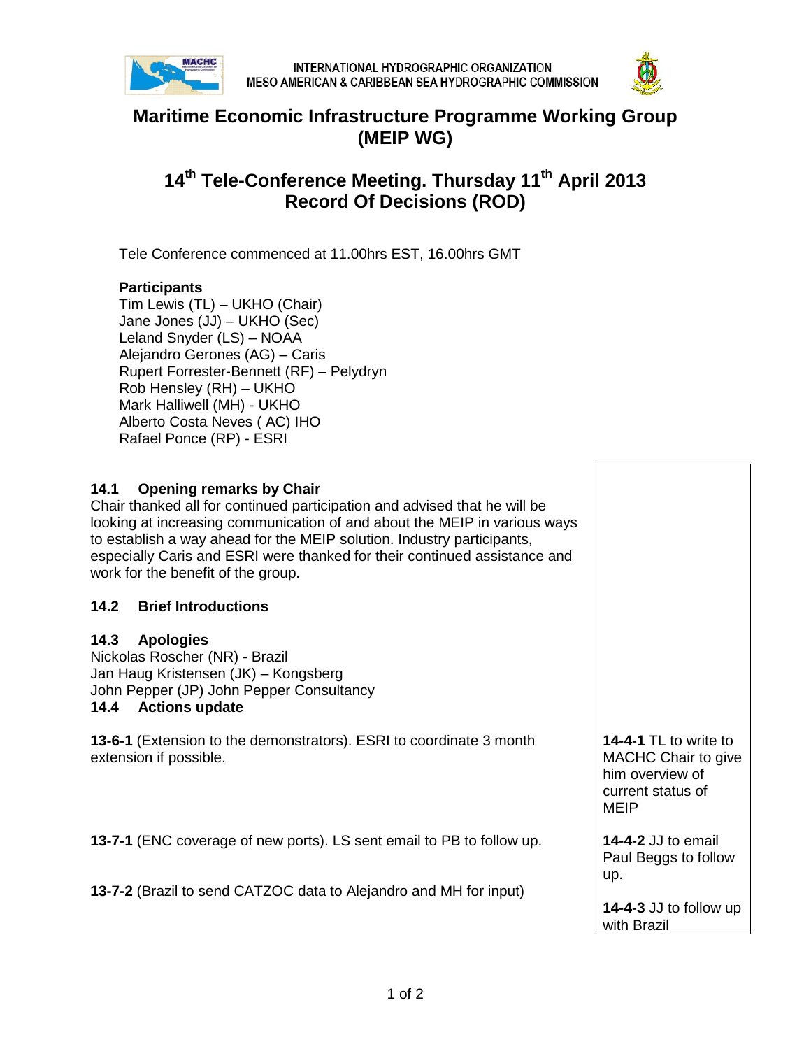INTERNATIONAL HYDROGRAPHIC ORGANIZATION
MESO AMERICAN & CARIBBEAN SEA HYDROGRAPHIC COMMISSION

# Maritime Economic Infrastructure Programme Working Group (MEIP WG)

## 14th Tele-Conference Meeting. Thursday 11th April 2013 Record Of Decisions (ROD)

Tele Conference commenced at 11.00hrs EST, 16.00hrs GMT

**Participants**
Tim Lewis (TL) – UKHO (Chair)
Jane Jones (JJ) – UKHO (Sec)
Leland Snyder (LS) – NOAA
Alejandro Gerones (AG) – Caris
Rupert Forrester-Bennett (RF) – Pelydryn
Rob Hensley (RH) – UKHO
Mark Halliwell (MH) - UKHO
Alberto Costa Neves ( AC) IHO
Rafael Ponce (RP) - ESRI

| | |
|---|---|
| **14.1 Opening remarks by Chair**<br>Chair thanked all for continued participation and advised that he will be looking at increasing communication of and about the MEIP in various ways to establish a way ahead for the MEIP solution. Industry participants, especially Caris and ESRI were thanked for their continued assistance and work for the benefit of the group. | |
| **14.2 Brief Introductions** | |
| **14.3 Apologies**<br>Nickolas Roscher (NR) - Brazil<br>Jan Haug Kristensen (JK) – Kongsberg<br>John Pepper (JP) John Pepper Consultancy | |
| **14.4 Actions update** | |
| **13-6-1** (Extension to the demonstrators). ESRI to coordinate 3 month extension if possible. | **14-4-1** TL to write to MACHC Chair to give him overview of current status of MEIP |
| **13-7-1** (ENC coverage of new ports). LS sent email to PB to follow up. | **14-4-2** JJ to email Paul Beggs to follow up. |
| **13-7-2** (Brazil to send CATZOC data to Alejandro and MH for input) | **14-4-3** JJ to follow up with Brazil |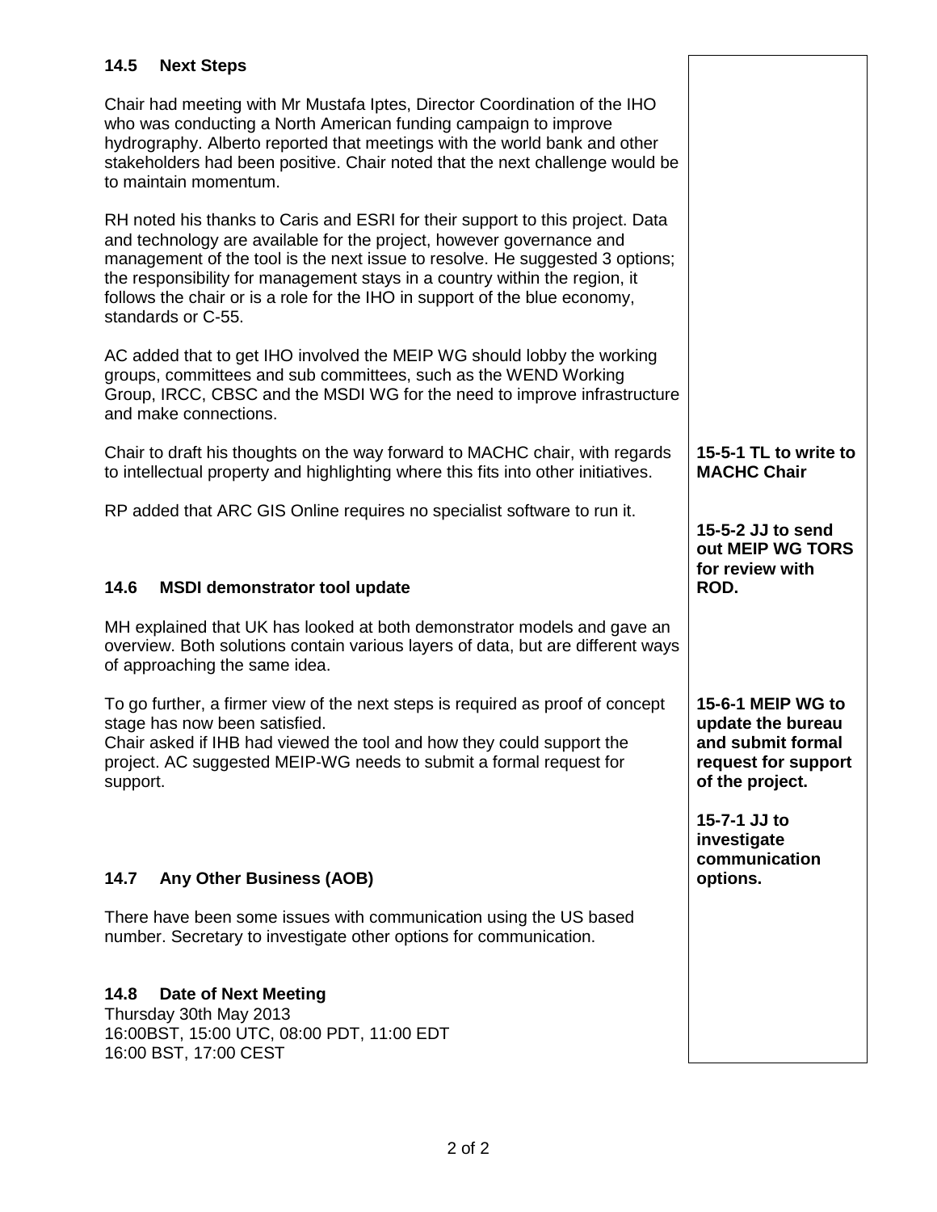### 14.5 Next Steps

Chair had meeting with Mr Mustafa Iptes, Director Coordination of the IHO who was conducting a North American funding campaign to improve hydrography. Alberto reported that meetings with the world bank and other stakeholders had been positive. Chair noted that the next challenge would be to maintain momentum.

RH noted his thanks to Caris and ESRI for their support to this project. Data and technology are available for the project, however governance and management of the tool is the next issue to resolve. He suggested 3 options; the responsibility for management stays in a country within the region, it follows the chair or is a role for the IHO in support of the blue economy, standards or C-55.

AC added that to get IHO involved the MEIP WG should lobby the working groups, committees and sub committees, such as the WEND Working Group, IRCC, CBSC and the MSDI WG for the need to improve infrastructure and make connections.

Chair to draft his thoughts on the way forward to MACHC chair, with regards to intellectual property and highlighting where this fits into other initiatives.

**15-5-1 TL to write to MACHC Chair**

RP added that ARC GIS Online requires no specialist software to run it.

**15-5-2 JJ to send out MEIP WG TORS for review with ROD.**

### 14.6 MSDI demonstrator tool update

MH explained that UK has looked at both demonstrator models and gave an overview. Both solutions contain various layers of data, but are different ways of approaching the same idea.

To go further, a firmer view of the next steps is required as proof of concept stage has now been satisfied.
Chair asked if IHB had viewed the tool and how they could support the project. AC suggested MEIP-WG needs to submit a formal request for support.

**15-6-1 MEIP WG to update the bureau and submit formal request for support of the project.**

**15-7-1 JJ to investigate communication options.**

### 14.7 Any Other Business (AOB)

There have been some issues with communication using the US based number. Secretary to investigate other options for communication.

### 14.8 Date of Next Meeting

Thursday 30th May 2013
16:00BST, 15:00 UTC, 08:00 PDT, 11:00 EDT
16:00 BST, 17:00 CEST